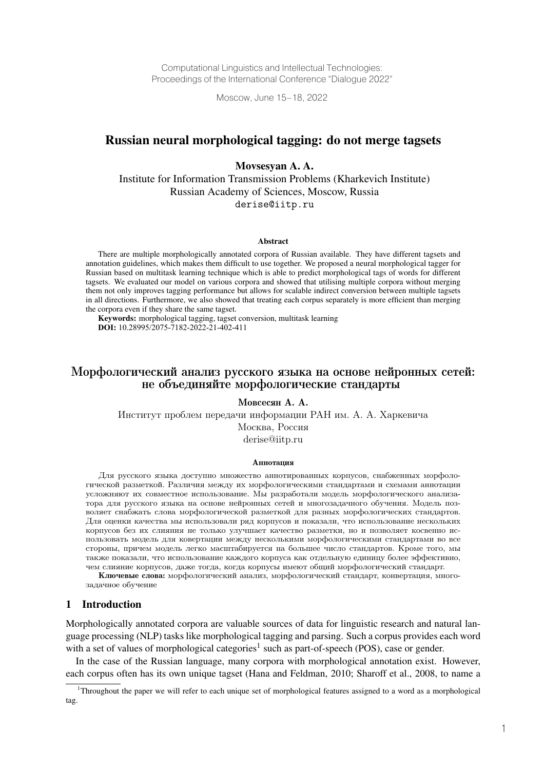Computational Linguistics and Intellectual Technologies:
Proceedings of the International Conference "Dialogue 2022"

Moscow, June 15–18, 2022

# Russian neural morphological tagging: do not merge tagsets

**Movsesyan A. A.**

Institute for Information Transmission Problems (Kharkevich Institute)
Russian Academy of Sciences, Moscow, Russia
derise@iitp.ru

### Abstract

There are multiple morphologically annotated corpora of Russian available. They have different tagsets and annotation guidelines, which makes them difficult to use together. We proposed a neural morphological tagger for Russian based on multitask learning technique which is able to predict morphological tags of words for different tagsets. We evaluated our model on various corpora and showed that utilising multiple corpora without merging them not only improves tagging performance but allows for scalable indirect conversion between multiple tagsets in all directions. Furthermore, we also showed that treating each corpus separately is more efficient than merging the corpora even if they share the same tagset.

**Keywords:** morphological tagging, tagset conversion, multitask learning
**DOI:** 10.28995/2075-7182-2022-21-402-411

# Морфологический анализ русского языка на основе нейронных сетей: не объединяйте морфологические стандарты

**Мовсесян А. А.**

Институт проблем передачи информации РАН им. А. А. Харкевича
Москва, Россия
derise@iitp.ru

### Аннотация

Для русского языка доступно множество аннотированных корпусов, снабженных морфологической разметкой. Различия между их морфологическими стандартами и схемами аннотации усложняют их совместное использование. Мы разработали модель морфологического анализатора для русского языка на основе нейронных сетей и многозадачного обучения. Модель позволяет снабжать слова морфологической разметкой для разных морфологических стандартов. Для оценки качества мы использовали ряд корпусов и показали, что использование нескольких корпусов без их слияния не только улучшает качество разметки, но и позволяет косвенно использовать модель для ковертации между несколькими морфологическими стандартами во все стороны, причем модель легко масштабируется на большее число стандартов. Кроме того, мы также показали, что использование каждого корпуса как отдельную единицу более эффективно, чем слияние корпусов, даже тогда, когда корпусы имеют общий морфологический стандарт.

**Ключевые слова:** морфологический анализ, морфологический стандарт, конвертация, многозадачное обучение

## 1 Introduction

Morphologically annotated corpora are valuable sources of data for linguistic research and natural language processing (NLP) tasks like morphological tagging and parsing. Such a corpus provides each word with a set of values of morphological categories[1] such as part-of-speech (POS), case or gender.

In the case of the Russian language, many corpora with morphological annotation exist. However, each corpus often has its own unique tagset (Hana and Feldman, 2010; Sharoff et al., 2008, to name a

[1] Throughout the paper we will refer to each unique set of morphological features assigned to a word as a morphological tag.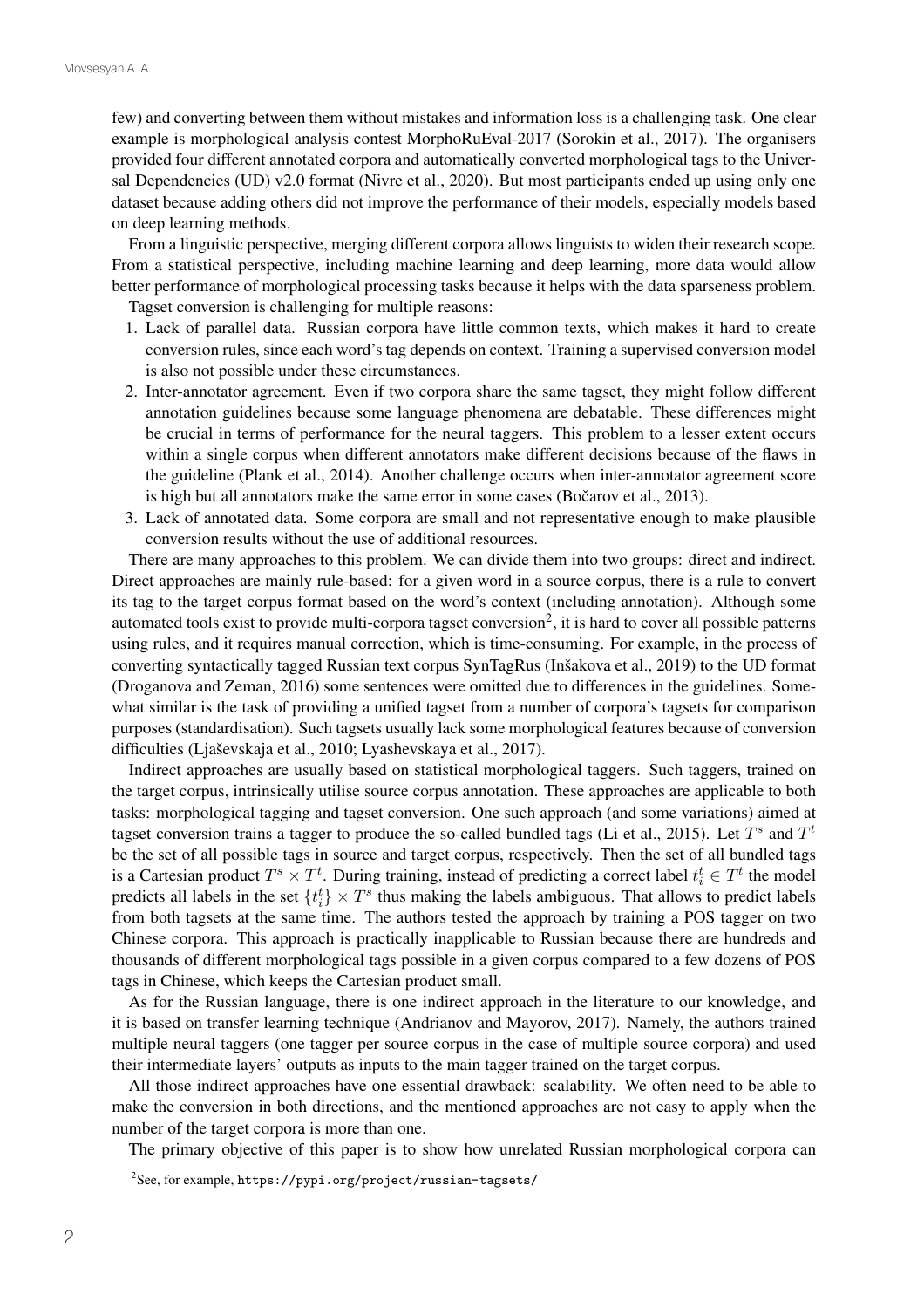few) and converting between them without mistakes and information loss is a challenging task. One clear example is morphological analysis contest MorphoRuEval-2017 (Sorokin et al., 2017). The organisers provided four different annotated corpora and automatically converted morphological tags to the Universal Dependencies (UD) v2.0 format (Nivre et al., 2020). But most participants ended up using only one dataset because adding others did not improve the performance of their models, especially models based on deep learning methods.

From a linguistic perspective, merging different corpora allows linguists to widen their research scope. From a statistical perspective, including machine learning and deep learning, more data would allow better performance of morphological processing tasks because it helps with the data sparseness problem.

Tagset conversion is challenging for multiple reasons:

1. Lack of parallel data. Russian corpora have little common texts, which makes it hard to create conversion rules, since each word's tag depends on context. Training a supervised conversion model is also not possible under these circumstances.
2. Inter-annotator agreement. Even if two corpora share the same tagset, they might follow different annotation guidelines because some language phenomena are debatable. These differences might be crucial in terms of performance for the neural taggers. This problem to a lesser extent occurs within a single corpus when different annotators make different decisions because of the flaws in the guideline (Plank et al., 2014). Another challenge occurs when inter-annotator agreement score is high but all annotators make the same error in some cases (Bočarov et al., 2013).
3. Lack of annotated data. Some corpora are small and not representative enough to make plausible conversion results without the use of additional resources.

There are many approaches to this problem. We can divide them into two groups: direct and indirect. Direct approaches are mainly rule-based: for a given word in a source corpus, there is a rule to convert its tag to the target corpus format based on the word's context (including annotation). Although some automated tools exist to provide multi-corpora tagset conversion[2], it is hard to cover all possible patterns using rules, and it requires manual correction, which is time-consuming. For example, in the process of converting syntactically tagged Russian text corpus SynTagRus (Inšakova et al., 2019) to the UD format (Droganova and Zeman, 2016) some sentences were omitted due to differences in the guidelines. Somewhat similar is the task of providing a unified tagset from a number of corpora's tagsets for comparison purposes (standardisation). Such tagsets usually lack some morphological features because of conversion difficulties (Ljaševskaja et al., 2010; Lyashevskaya et al., 2017).

Indirect approaches are usually based on statistical morphological taggers. Such taggers, trained on the target corpus, intrinsically utilise source corpus annotation. These approaches are applicable to both tasks: morphological tagging and tagset conversion. One such approach (and some variations) aimed at tagset conversion trains a tagger to produce the so-called bundled tags (Li et al., 2015). Let $T^s$ and $T^t$ be the set of all possible tags in source and target corpus, respectively. Then the set of all bundled tags is a Cartesian product $T^s \times T^t$. During training, instead of predicting a correct label $t_i^t \in T^t$ the model predicts all labels in the set $\{t_i^t\} \times T^s$ thus making the labels ambiguous. That allows to predict labels from both tagsets at the same time. The authors tested the approach by training a POS tagger on two Chinese corpora. This approach is practically inapplicable to Russian because there are hundreds and thousands of different morphological tags possible in a given corpus compared to a few dozens of POS tags in Chinese, which keeps the Cartesian product small.

As for the Russian language, there is one indirect approach in the literature to our knowledge, and it is based on transfer learning technique (Andrianov and Mayorov, 2017). Namely, the authors trained multiple neural taggers (one tagger per source corpus in the case of multiple source corpora) and used their intermediate layers' outputs as inputs to the main tagger trained on the target corpus.

All those indirect approaches have one essential drawback: scalability. We often need to be able to make the conversion in both directions, and the mentioned approaches are not easy to apply when the number of the target corpora is more than one.

The primary objective of this paper is to show how unrelated Russian morphological corpora can

[2] See, for example, https://pypi.org/project/russian-tagsets/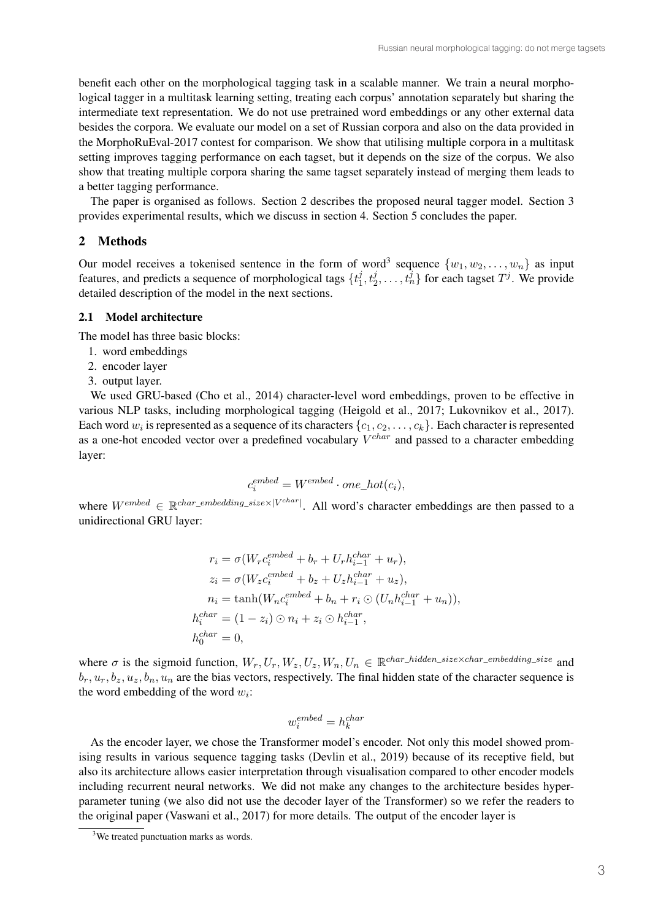benefit each other on the morphological tagging task in a scalable manner. We train a neural morphological tagger in a multitask learning setting, treating each corpus' annotation separately but sharing the intermediate text representation. We do not use pretrained word embeddings or any other external data besides the corpora. We evaluate our model on a set of Russian corpora and also on the data provided in the MorphoRuEval-2017 contest for comparison. We show that utilising multiple corpora in a multitask setting improves tagging performance on each tagset, but it depends on the size of the corpus. We also show that treating multiple corpora sharing the same tagset separately instead of merging them leads to a better tagging performance.

The paper is organised as follows. Section 2 describes the proposed neural tagger model. Section 3 provides experimental results, which we discuss in section 4. Section 5 concludes the paper.

## 2 Methods

Our model receives a tokenised sentence in the form of word[3] sequence $\{w_1, w_2, \ldots, w_n\}$ as input features, and predicts a sequence of morphological tags $\{t^j_1, t^j_2, \ldots, t^j_n\}$ for each tagset $T^j$. We provide detailed description of the model in the next sections.

### 2.1 Model architecture

The model has three basic blocks:

1. word embeddings
2. encoder layer
3. output layer.

We used GRU-based (Cho et al., 2014) character-level word embeddings, proven to be effective in various NLP tasks, including morphological tagging (Heigold et al., 2017; Lukovnikov et al., 2017). Each word $w_i$ is represented as a sequence of its characters $\{c_1, c_2, \ldots, c_k\}$. Each character is represented as a one-hot encoded vector over a predefined vocabulary $V^{char}$ and passed to a character embedding layer:

$$c_i^{embed} = W^{embed} \cdot one\_hot(c_i),$$

where $W^{embed} \in \mathbb{R}^{char\_embedding\_size \times |V^{char}|}$. All word's character embeddings are then passed to a unidirectional GRU layer:

$$
\begin{aligned}
r_i &= \sigma(W_r c_i^{embed} + b_r + U_r h_{i-1}^{char} + u_r), \\
z_i &= \sigma(W_z c_i^{embed} + b_z + U_z h_{i-1}^{char} + u_z), \\
n_i &= \tanh(W_n c_i^{embed} + b_n + r_i \odot (U_n h_{i-1}^{char} + u_n)), \\
h_i^{char} &= (1 - z_i) \odot n_i + z_i \odot h_{i-1}^{char}, \\
h_0^{char} &= 0,
\end{aligned}
$$

where $\sigma$ is the sigmoid function, $W_r, U_r, W_z, U_z, W_n, U_n \in \mathbb{R}^{char\_hidden\_size \times char\_embedding\_size}$ and $b_r, u_r, b_z, u_z, b_n, u_n$ are the bias vectors, respectively. The final hidden state of the character sequence is the word embedding of the word $w_i$:

$$w_i^{embed} = h_k^{char}$$

As the encoder layer, we chose the Transformer model's encoder. Not only this model showed promising results in various sequence tagging tasks (Devlin et al., 2019) because of its receptive field, but also its architecture allows easier interpretation through visualisation compared to other encoder models including recurrent neural networks. We did not make any changes to the architecture besides hyperparameter tuning (we also did not use the decoder layer of the Transformer) so we refer the readers to the original paper (Vaswani et al., 2017) for more details. The output of the encoder layer is

[3] We treated punctuation marks as words.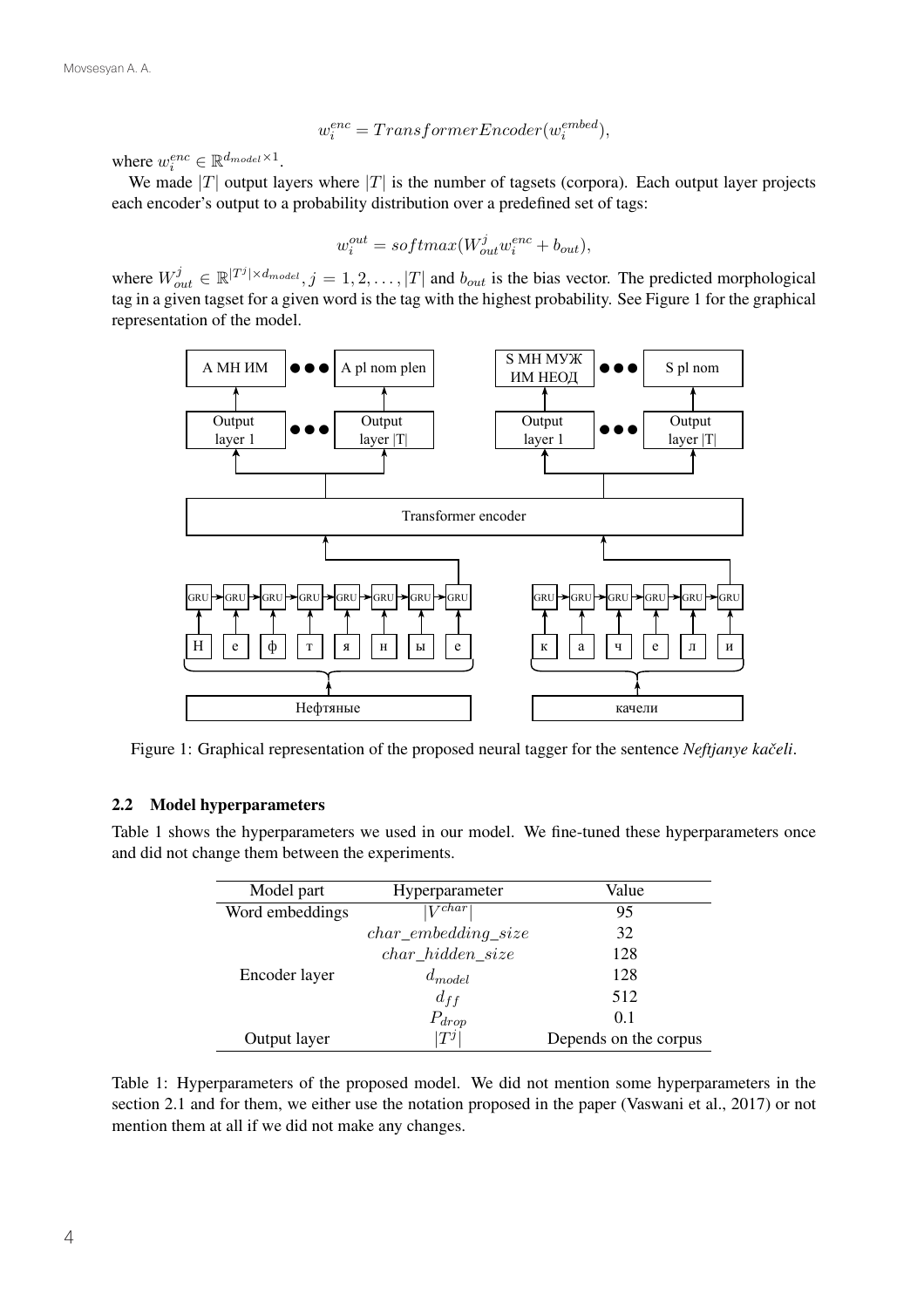$$w_i^{enc} = TransformerEncoder(w_i^{embed}),$$

where $w_i^{enc} \in \mathbb{R}^{d_{model} \times 1}$.

We made $|T|$ output layers where $|T|$ is the number of tagsets (corpora). Each output layer projects each encoder's output to a probability distribution over a predefined set of tags:

$$w_i^{out} = softmax(W_{out}^j w_i^{enc} + b_{out}),$$

where $W_{out}^j \in \mathbb{R}^{|T^j| \times d_{model}}, j = 1, 2, \ldots, |T|$ and $b_{out}$ is the bias vector. The predicted morphological tag in a given tagset for a given word is the tag with the highest probability. See Figure 1 for the graphical representation of the model.

Figure 1: Graphical representation of the proposed neural tagger for the sentence *Neftjanye kačeli*.

### 2.2 Model hyperparameters

Table 1 shows the hyperparameters we used in our model. We fine-tuned these hyperparameters once and did not change them between the experiments.

| Model part | Hyperparameter | Value |
|---|---|---|
| Word embeddings | $\lvert V^{char}\rvert$ | 95 |
| | $char\_embedding\_size$ | 32 |
| | $char\_hidden\_size$ | 128 |
| Encoder layer | $d_{model}$ | 128 |
| | $d_{ff}$ | 512 |
| | $P_{drop}$ | 0.1 |
| Output layer | $\lvert T^j\rvert$ | Depends on the corpus |

Table 1: Hyperparameters of the proposed model. We did not mention some hyperparameters in the section 2.1 and for them, we either use the notation proposed in the paper (Vaswani et al., 2017) or not mention them at all if we did not make any changes.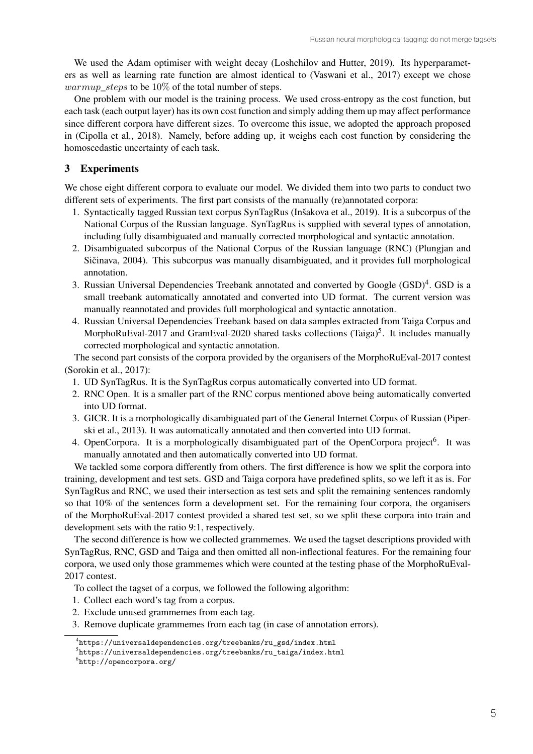We used the Adam optimiser with weight decay (Loshchilov and Hutter, 2019). Its hyperparameters as well as learning rate function are almost identical to (Vaswani et al., 2017) except we chose $warmup\_steps$ to be $10\%$ of the total number of steps.

One problem with our model is the training process. We used cross-entropy as the cost function, but each task (each output layer) has its own cost function and simply adding them up may affect performance since different corpora have different sizes. To overcome this issue, we adopted the approach proposed in (Cipolla et al., 2018). Namely, before adding up, it weighs each cost function by considering the homoscedastic uncertainty of each task.

## 3 Experiments

We chose eight different corpora to evaluate our model. We divided them into two parts to conduct two different sets of experiments. The first part consists of the manually (re)annotated corpora:

1. Syntactically tagged Russian text corpus SynTagRus (Inšakova et al., 2019). It is a subcorpus of the National Corpus of the Russian language. SynTagRus is supplied with several types of annotation, including fully disambiguated and manually corrected morphological and syntactic annotation.
2. Disambiguated subcorpus of the National Corpus of the Russian language (RNC) (Plungjan and Sičinava, 2004). This subcorpus was manually disambiguated, and it provides full morphological annotation.
3. Russian Universal Dependencies Treebank annotated and converted by Google (GSD)[4]. GSD is a small treebank automatically annotated and converted into UD format. The current version was manually reannotated and provides full morphological and syntactic annotation.
4. Russian Universal Dependencies Treebank based on data samples extracted from Taiga Corpus and MorphoRuEval-2017 and GramEval-2020 shared tasks collections (Taiga)[5]. It includes manually corrected morphological and syntactic annotation.

The second part consists of the corpora provided by the organisers of the MorphoRuEval-2017 contest (Sorokin et al., 2017):

1. UD SynTagRus. It is the SynTagRus corpus automatically converted into UD format.
2. RNC Open. It is a smaller part of the RNC corpus mentioned above being automatically converted into UD format.
3. GICR. It is a morphologically disambiguated part of the General Internet Corpus of Russian (Piperski et al., 2013). It was automatically annotated and then converted into UD format.
4. OpenCorpora. It is a morphologically disambiguated part of the OpenCorpora project[6]. It was manually annotated and then automatically converted into UD format.

We tackled some corpora differently from others. The first difference is how we split the corpora into training, development and test sets. GSD and Taiga corpora have predefined splits, so we left it as is. For SynTagRus and RNC, we used their intersection as test sets and split the remaining sentences randomly so that 10% of the sentences form a development set. For the remaining four corpora, the organisers of the MorphoRuEval-2017 contest provided a shared test set, so we split these corpora into train and development sets with the ratio 9:1, respectively.

The second difference is how we collected grammemes. We used the tagset descriptions provided with SynTagRus, RNC, GSD and Taiga and then omitted all non-inflectional features. For the remaining four corpora, we used only those grammemes which were counted at the testing phase of the MorphoRuEval-2017 contest.

To collect the tagset of a corpus, we followed the following algorithm:

1. Collect each word's tag from a corpus.
2. Exclude unused grammemes from each tag.
3. Remove duplicate grammemes from each tag (in case of annotation errors).

[4] https://universaldependencies.org/treebanks/ru_gsd/index.html

[5] https://universaldependencies.org/treebanks/ru_taiga/index.html

[6] http://opencorpora.org/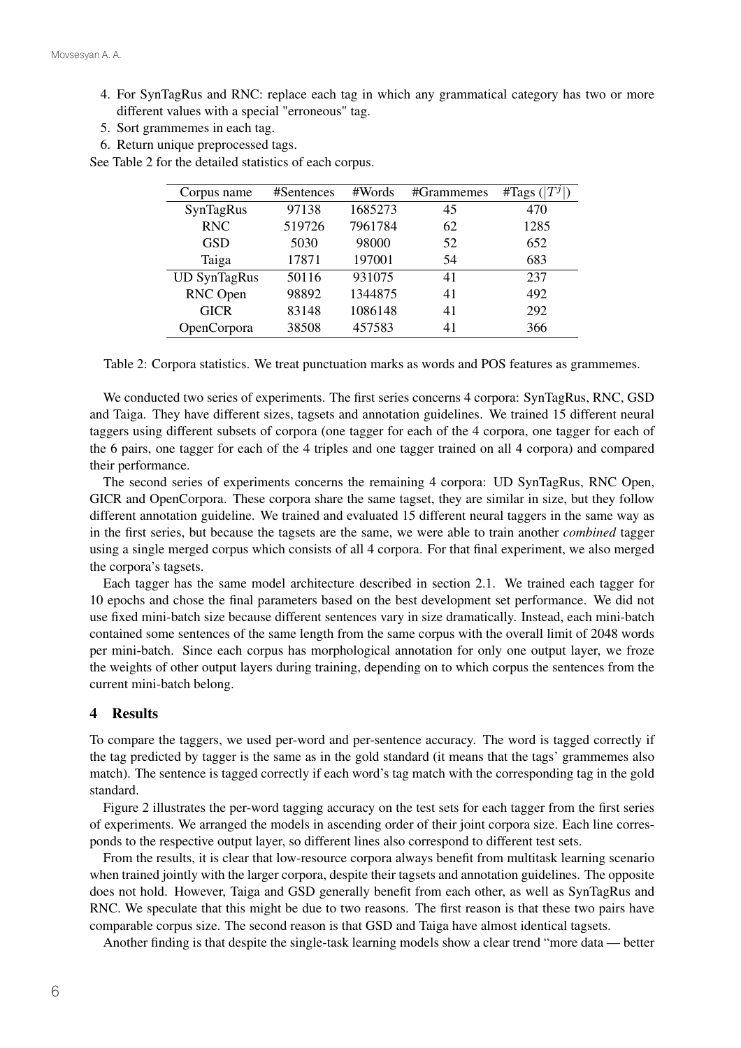4. For SynTagRus and RNC: replace each tag in which any grammatical category has two or more different values with a special "erroneous" tag.
5. Sort grammemes in each tag.
6. Return unique preprocessed tags.

See Table 2 for the detailed statistics of each corpus.

| Corpus name | #Sentences | #Words | #Grammemes | #Tags ($\|T^j\|$) |
|---|---|---|---|---|
| SynTagRus | 97138 | 1685273 | 45 | 470 |
| RNC | 519726 | 7961784 | 62 | 1285 |
| GSD | 5030 | 98000 | 52 | 652 |
| Taiga | 17871 | 197001 | 54 | 683 |
| UD SynTagRus | 50116 | 931075 | 41 | 237 |
| RNC Open | 98892 | 1344875 | 41 | 492 |
| GICR | 83148 | 1086148 | 41 | 292 |
| OpenCorpora | 38508 | 457583 | 41 | 366 |

Table 2: Corpora statistics. We treat punctuation marks as words and POS features as grammemes.

We conducted two series of experiments. The first series concerns 4 corpora: SynTagRus, RNC, GSD and Taiga. They have different sizes, tagsets and annotation guidelines. We trained 15 different neural taggers using different subsets of corpora (one tagger for each of the 4 corpora, one tagger for each of the 6 pairs, one tagger for each of the 4 triples and one tagger trained on all 4 corpora) and compared their performance.

The second series of experiments concerns the remaining 4 corpora: UD SynTagRus, RNC Open, GICR and OpenCorpora. These corpora share the same tagset, they are similar in size, but they follow different annotation guideline. We trained and evaluated 15 different neural taggers in the same way as in the first series, but because the tagsets are the same, we were able to train another *combined* tagger using a single merged corpus which consists of all 4 corpora. For that final experiment, we also merged the corpora's tagsets.

Each tagger has the same model architecture described in section 2.1. We trained each tagger for 10 epochs and chose the final parameters based on the best development set performance. We did not use fixed mini-batch size because different sentences vary in size dramatically. Instead, each mini-batch contained some sentences of the same length from the same corpus with the overall limit of 2048 words per mini-batch. Since each corpus has morphological annotation for only one output layer, we froze the weights of other output layers during training, depending on to which corpus the sentences from the current mini-batch belong.

## 4 Results

To compare the taggers, we used per-word and per-sentence accuracy. The word is tagged correctly if the tag predicted by tagger is the same as in the gold standard (it means that the tags' grammemes also match). The sentence is tagged correctly if each word's tag match with the corresponding tag in the gold standard.

Figure 2 illustrates the per-word tagging accuracy on the test sets for each tagger from the first series of experiments. We arranged the models in ascending order of their joint corpora size. Each line corresponds to the respective output layer, so different lines also correspond to different test sets.

From the results, it is clear that low-resource corpora always benefit from multitask learning scenario when trained jointly with the larger corpora, despite their tagsets and annotation guidelines. The opposite does not hold. However, Taiga and GSD generally benefit from each other, as well as SynTagRus and RNC. We speculate that this might be due to two reasons. The first reason is that these two pairs have comparable corpus size. The second reason is that GSD and Taiga have almost identical tagsets.

Another finding is that despite the single-task learning models show a clear trend "more data — better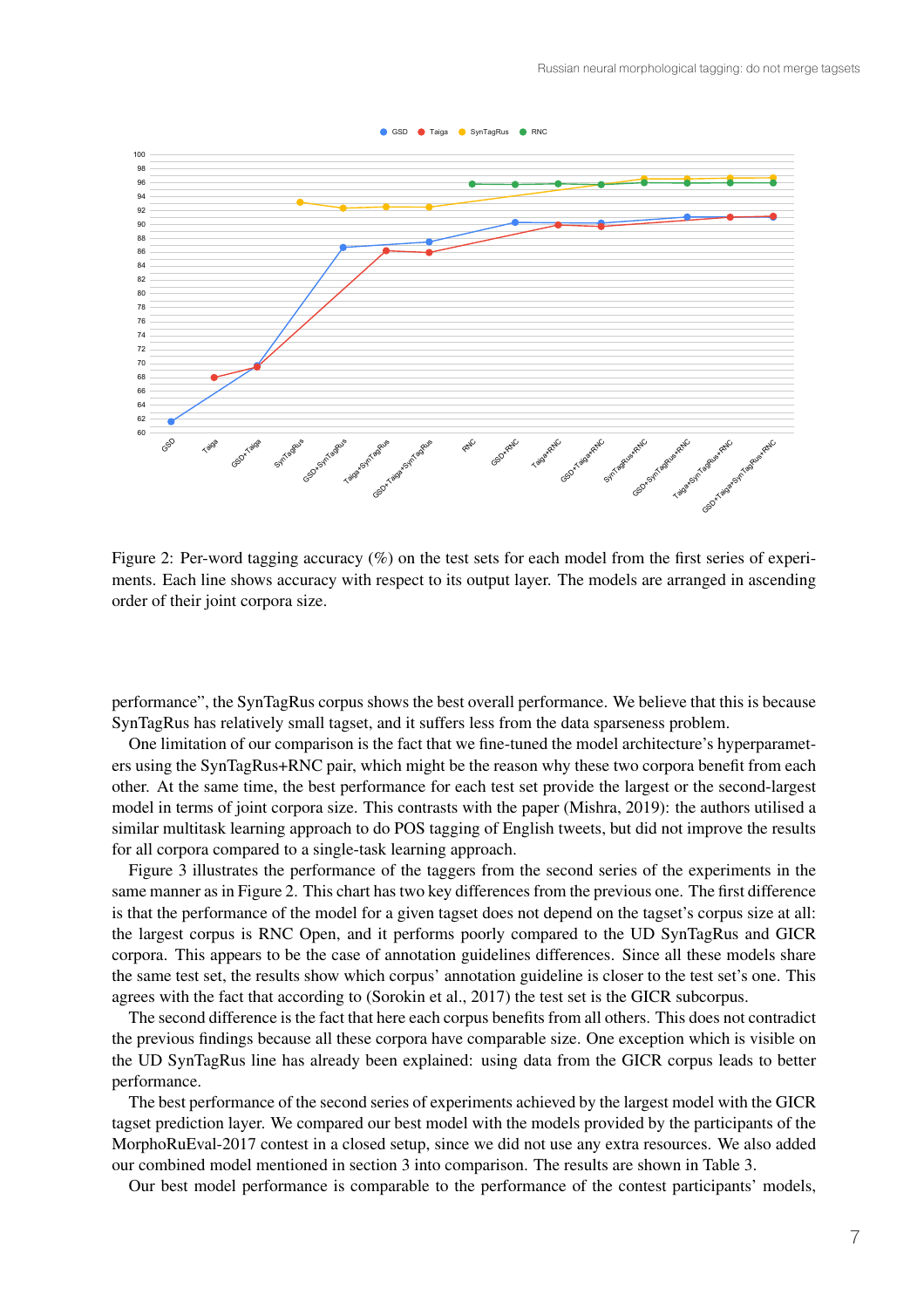Figure 2: Per-word tagging accuracy (%) on the test sets for each model from the first series of experiments. Each line shows accuracy with respect to its output layer. The models are arranged in ascending order of their joint corpora size.

performance", the SynTagRus corpus shows the best overall performance. We believe that this is because SynTagRus has relatively small tagset, and it suffers less from the data sparseness problem.

One limitation of our comparison is the fact that we fine-tuned the model architecture's hyperparameters using the SynTagRus+RNC pair, which might be the reason why these two corpora benefit from each other. At the same time, the best performance for each test set provide the largest or the second-largest model in terms of joint corpora size. This contrasts with the paper (Mishra, 2019): the authors utilised a similar multitask learning approach to do POS tagging of English tweets, but did not improve the results for all corpora compared to a single-task learning approach.

Figure 3 illustrates the performance of the taggers from the second series of the experiments in the same manner as in Figure 2. This chart has two key differences from the previous one. The first difference is that the performance of the model for a given tagset does not depend on the tagset's corpus size at all: the largest corpus is RNC Open, and it performs poorly compared to the UD SynTagRus and GICR corpora. This appears to be the case of annotation guidelines differences. Since all these models share the same test set, the results show which corpus' annotation guideline is closer to the test set's one. This agrees with the fact that according to (Sorokin et al., 2017) the test set is the GICR subcorpus.

The second difference is the fact that here each corpus benefits from all others. This does not contradict the previous findings because all these corpora have comparable size. One exception which is visible on the UD SynTagRus line has already been explained: using data from the GICR corpus leads to better performance.

The best performance of the second series of experiments achieved by the largest model with the GICR tagset prediction layer. We compared our best model with the models provided by the participants of the MorphoRuEval-2017 contest in a closed setup, since we did not use any extra resources. We also added our combined model mentioned in section 3 into comparison. The results are shown in Table 3.

Our best model performance is comparable to the performance of the contest participants' models,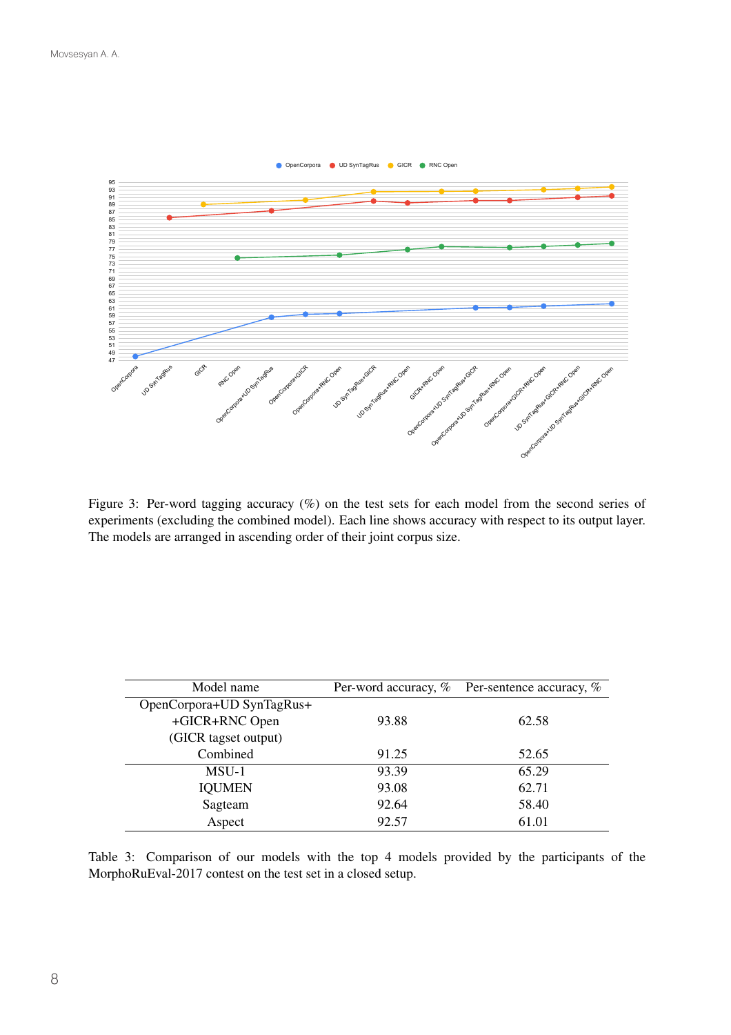Figure 3: Per-word tagging accuracy (%) on the test sets for each model from the second series of experiments (excluding the combined model). Each line shows accuracy with respect to its output layer. The models are arranged in ascending order of their joint corpus size.

| Model name | Per-word accuracy, % | Per-sentence accuracy, % |
|---|---|---|
| OpenCorpora+UD SynTagRus+ +GICR+RNC Open (GICR tagset output) | 93.88 | 62.58 |
| Combined | 91.25 | 52.65 |
| MSU-1 | 93.39 | 65.29 |
| IQUMEN | 93.08 | 62.71 |
| Sagteam | 92.64 | 58.40 |
| Aspect | 92.57 | 61.01 |

Table 3: Comparison of our models with the top 4 models provided by the participants of the MorphoRuEval-2017 contest on the test set in a closed setup.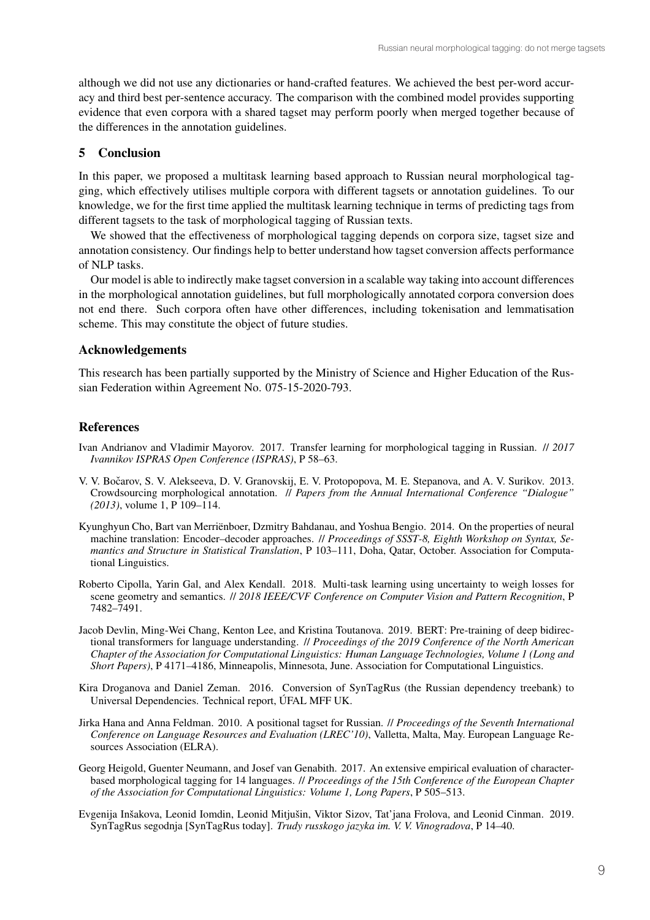although we did not use any dictionaries or hand-crafted features. We achieved the best per-word accuracy and third best per-sentence accuracy. The comparison with the combined model provides supporting evidence that even corpora with a shared tagset may perform poorly when merged together because of the differences in the annotation guidelines.

## 5 Conclusion

In this paper, we proposed a multitask learning based approach to Russian neural morphological tagging, which effectively utilises multiple corpora with different tagsets or annotation guidelines. To our knowledge, we for the first time applied the multitask learning technique in terms of predicting tags from different tagsets to the task of morphological tagging of Russian texts.

We showed that the effectiveness of morphological tagging depends on corpora size, tagset size and annotation consistency. Our findings help to better understand how tagset conversion affects performance of NLP tasks.

Our model is able to indirectly make tagset conversion in a scalable way taking into account differences in the morphological annotation guidelines, but full morphologically annotated corpora conversion does not end there. Such corpora often have other differences, including tokenisation and lemmatisation scheme. This may constitute the object of future studies.

## Acknowledgements

This research has been partially supported by the Ministry of Science and Higher Education of the Russian Federation within Agreement No. 075-15-2020-793.

## References

Ivan Andrianov and Vladimir Mayorov. 2017. Transfer learning for morphological tagging in Russian. // *2017 Ivannikov ISPRAS Open Conference (ISPRAS)*, P 58–63.

V. V. Bočarov, S. V. Alekseeva, D. V. Granovskij, E. V. Protopopova, M. E. Stepanova, and A. V. Surikov. 2013. Crowdsourcing morphological annotation. // *Papers from the Annual International Conference "Dialogue" (2013)*, volume 1, P 109–114.

Kyunghyun Cho, Bart van Merriënboer, Dzmitry Bahdanau, and Yoshua Bengio. 2014. On the properties of neural machine translation: Encoder–decoder approaches. // *Proceedings of SSST-8, Eighth Workshop on Syntax, Semantics and Structure in Statistical Translation*, P 103–111, Doha, Qatar, October. Association for Computational Linguistics.

Roberto Cipolla, Yarin Gal, and Alex Kendall. 2018. Multi-task learning using uncertainty to weigh losses for scene geometry and semantics. // *2018 IEEE/CVF Conference on Computer Vision and Pattern Recognition*, P 7482–7491.

Jacob Devlin, Ming-Wei Chang, Kenton Lee, and Kristina Toutanova. 2019. BERT: Pre-training of deep bidirectional transformers for language understanding. // *Proceedings of the 2019 Conference of the North American Chapter of the Association for Computational Linguistics: Human Language Technologies, Volume 1 (Long and Short Papers)*, P 4171–4186, Minneapolis, Minnesota, June. Association for Computational Linguistics.

Kira Droganova and Daniel Zeman. 2016. Conversion of SynTagRus (the Russian dependency treebank) to Universal Dependencies. Technical report, ÚFAL MFF UK.

Jirka Hana and Anna Feldman. 2010. A positional tagset for Russian. // *Proceedings of the Seventh International Conference on Language Resources and Evaluation (LREC'10)*, Valletta, Malta, May. European Language Resources Association (ELRA).

Georg Heigold, Guenter Neumann, and Josef van Genabith. 2017. An extensive empirical evaluation of character-based morphological tagging for 14 languages. // *Proceedings of the 15th Conference of the European Chapter of the Association for Computational Linguistics: Volume 1, Long Papers*, P 505–513.

Evgenija Inšakova, Leonid Iomdin, Leonid Mitjušin, Viktor Sizov, Tat'jana Frolova, and Leonid Cinman. 2019. SynTagRus segodnja [SynTagRus today]. *Trudy russkogo jazyka im. V. V. Vinogradova*, P 14–40.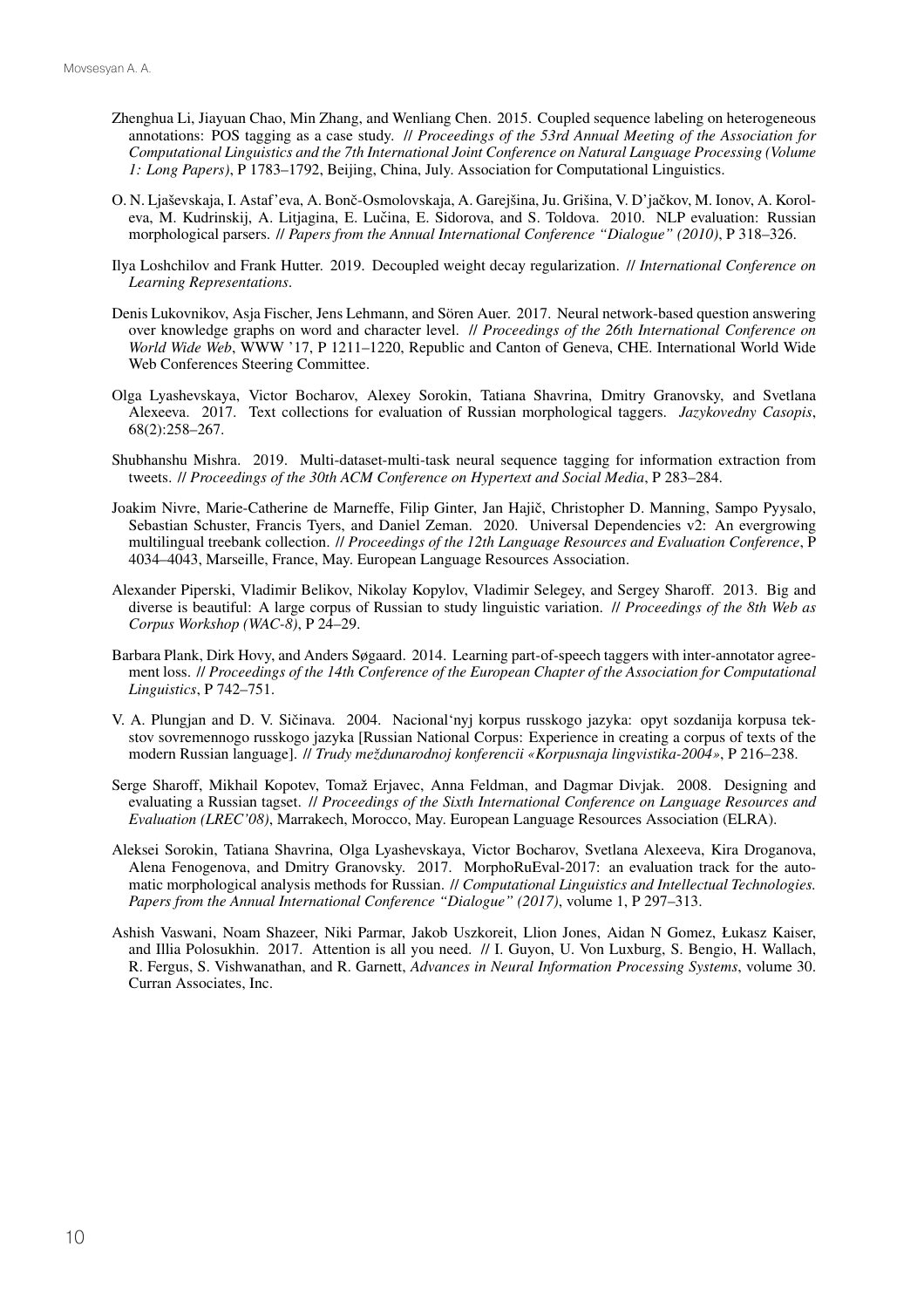Zhenghua Li, Jiayuan Chao, Min Zhang, and Wenliang Chen. 2015. Coupled sequence labeling on heterogeneous annotations: POS tagging as a case study. // *Proceedings of the 53rd Annual Meeting of the Association for Computational Linguistics and the 7th International Joint Conference on Natural Language Processing (Volume 1: Long Papers)*, P 1783–1792, Beijing, China, July. Association for Computational Linguistics.

O. N. Ljaševskaja, I. Astaf'eva, A. Bonč-Osmolovskaja, A. Garejšina, Ju. Grišina, V. D'jačkov, M. Ionov, A. Koroleva, M. Kudrinskij, A. Litjagina, E. Lučina, E. Sidorova, and S. Toldova. 2010. NLP evaluation: Russian morphological parsers. // *Papers from the Annual International Conference "Dialogue" (2010)*, P 318–326.

Ilya Loshchilov and Frank Hutter. 2019. Decoupled weight decay regularization. // *International Conference on Learning Representations*.

Denis Lukovnikov, Asja Fischer, Jens Lehmann, and Sören Auer. 2017. Neural network-based question answering over knowledge graphs on word and character level. // *Proceedings of the 26th International Conference on World Wide Web*, WWW '17, P 1211–1220, Republic and Canton of Geneva, CHE. International World Wide Web Conferences Steering Committee.

Olga Lyashevskaya, Victor Bocharov, Alexey Sorokin, Tatiana Shavrina, Dmitry Granovsky, and Svetlana Alexeeva. 2017. Text collections for evaluation of Russian morphological taggers. *Jazykovedny Casopis*, 68(2):258–267.

Shubhanshu Mishra. 2019. Multi-dataset-multi-task neural sequence tagging for information extraction from tweets. // *Proceedings of the 30th ACM Conference on Hypertext and Social Media*, P 283–284.

Joakim Nivre, Marie-Catherine de Marneffe, Filip Ginter, Jan Hajič, Christopher D. Manning, Sampo Pyysalo, Sebastian Schuster, Francis Tyers, and Daniel Zeman. 2020. Universal Dependencies v2: An evergrowing multilingual treebank collection. // *Proceedings of the 12th Language Resources and Evaluation Conference*, P 4034–4043, Marseille, France, May. European Language Resources Association.

Alexander Piperski, Vladimir Belikov, Nikolay Kopylov, Vladimir Selegey, and Sergey Sharoff. 2013. Big and diverse is beautiful: A large corpus of Russian to study linguistic variation. // *Proceedings of the 8th Web as Corpus Workshop (WAC-8)*, P 24–29.

Barbara Plank, Dirk Hovy, and Anders Søgaard. 2014. Learning part-of-speech taggers with inter-annotator agreement loss. // *Proceedings of the 14th Conference of the European Chapter of the Association for Computational Linguistics*, P 742–751.

V. A. Plungjan and D. V. Sičinava. 2004. Nacional'nyj korpus russkogo jazyka: opyt sozdanija korpusa tekstov sovremennogo russkogo jazyka [Russian National Corpus: Experience in creating a corpus of texts of the modern Russian language]. // *Trudy meždunarodnoj konferencii «Korpusnaja lingvistika-2004»*, P 216–238.

Serge Sharoff, Mikhail Kopotev, Tomaž Erjavec, Anna Feldman, and Dagmar Divjak. 2008. Designing and evaluating a Russian tagset. // *Proceedings of the Sixth International Conference on Language Resources and Evaluation (LREC'08)*, Marrakech, Morocco, May. European Language Resources Association (ELRA).

Aleksei Sorokin, Tatiana Shavrina, Olga Lyashevskaya, Victor Bocharov, Svetlana Alexeeva, Kira Droganova, Alena Fenogenova, and Dmitry Granovsky. 2017. MorphoRuEval-2017: an evaluation track for the automatic morphological analysis methods for Russian. // *Computational Linguistics and Intellectual Technologies. Papers from the Annual International Conference "Dialogue" (2017)*, volume 1, P 297–313.

Ashish Vaswani, Noam Shazeer, Niki Parmar, Jakob Uszkoreit, Llion Jones, Aidan N Gomez, Łukasz Kaiser, and Illia Polosukhin. 2017. Attention is all you need. // I. Guyon, U. Von Luxburg, S. Bengio, H. Wallach, R. Fergus, S. Vishwanathan, and R. Garnett, *Advances in Neural Information Processing Systems*, volume 30. Curran Associates, Inc.